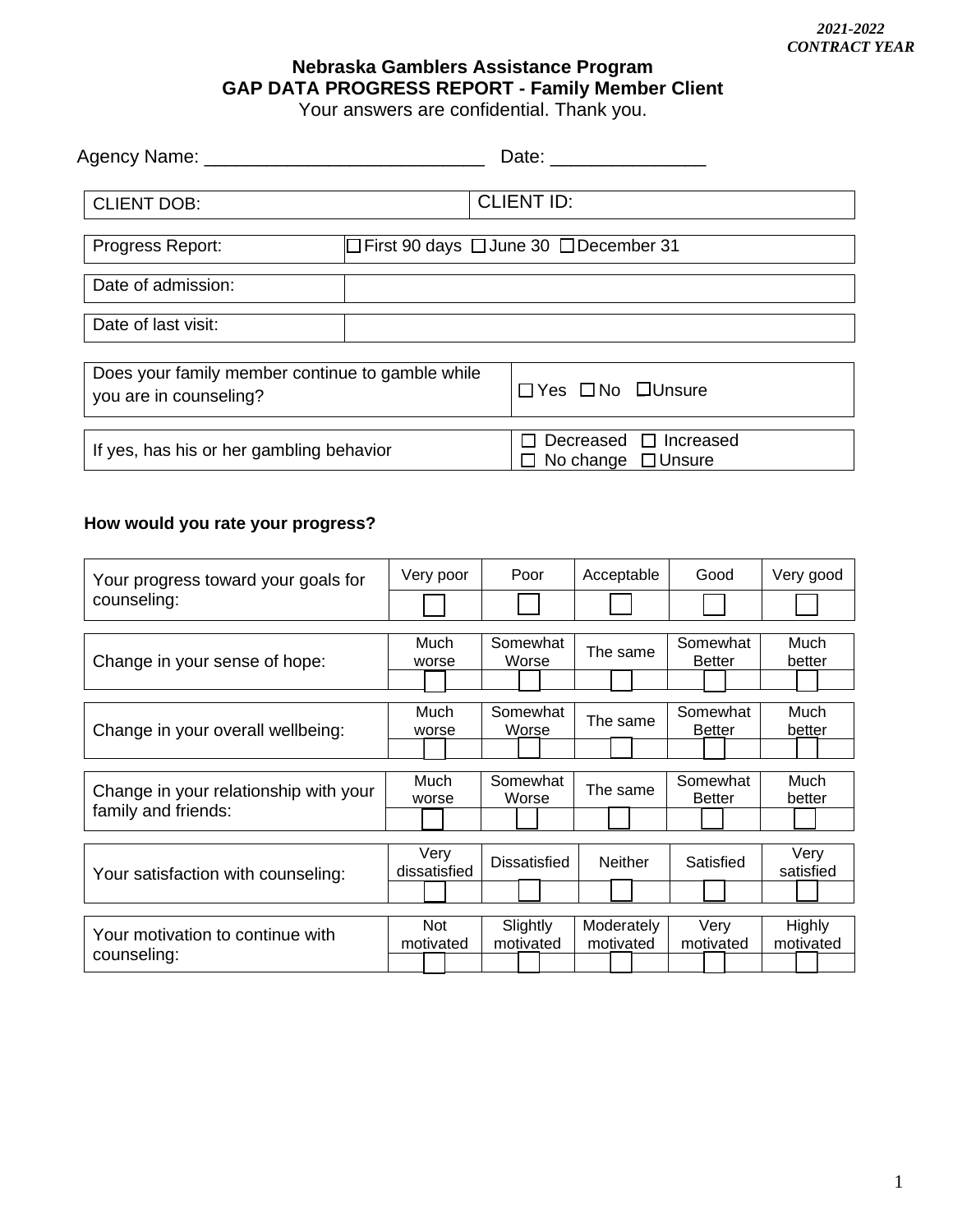*2021-2022*
*CONTRACT YEAR*

**Nebraska Gamblers Assistance Program**
**GAP DATA PROGRESS REPORT - Family Member Client**
Your answers are confidential. Thank you.

Agency Name: ___________________________ Date: _______________

| CLIENT DOB: | CLIENT ID: |
|---|---|

| Progress Report: | ☐ First 90 days ☐ June 30 ☐ December 31 |
|---|---|
| Date of admission: | |
| Date of last visit: | |

| Does your family member continue to gamble while you are in counseling? | ☐ Yes ☐ No ☐ Unsure |
|---|---|
| If yes, has his or her gambling behavior | ☐ Decreased ☐ Increased ☐ No change ☐ Unsure |

**How would you rate your progress?**

| Your progress toward your goals for counseling: | Very poor | Poor | Acceptable | Good | Very good |
|---|---|---|---|---|---|
| | ☐ | ☐ | ☐ | ☐ | ☐ |

| Change in your sense of hope: | Much worse | Somewhat Worse | The same | Somewhat Better | Much better |
|---|---|---|---|---|---|
| | ☐ | ☐ | ☐ | ☐ | ☐ |

| Change in your overall wellbeing: | Much worse | Somewhat Worse | The same | Somewhat Better | Much better |
|---|---|---|---|---|---|
| | ☐ | ☐ | ☐ | ☐ | ☐ |

| Change in your relationship with your family and friends: | Much worse | Somewhat Worse | The same | Somewhat Better | Much better |
|---|---|---|---|---|---|
| | ☐ | ☐ | ☐ | ☐ | ☐ |

| Your satisfaction with counseling: | Very dissatisfied | Dissatisfied | Neither | Satisfied | Very satisfied |
|---|---|---|---|---|---|
| | ☐ | ☐ | ☐ | ☐ | ☐ |

| Your motivation to continue with counseling: | Not motivated | Slightly motivated | Moderately motivated | Very motivated | Highly motivated |
|---|---|---|---|---|---|
| | ☐ | ☐ | ☐ | ☐ | ☐ |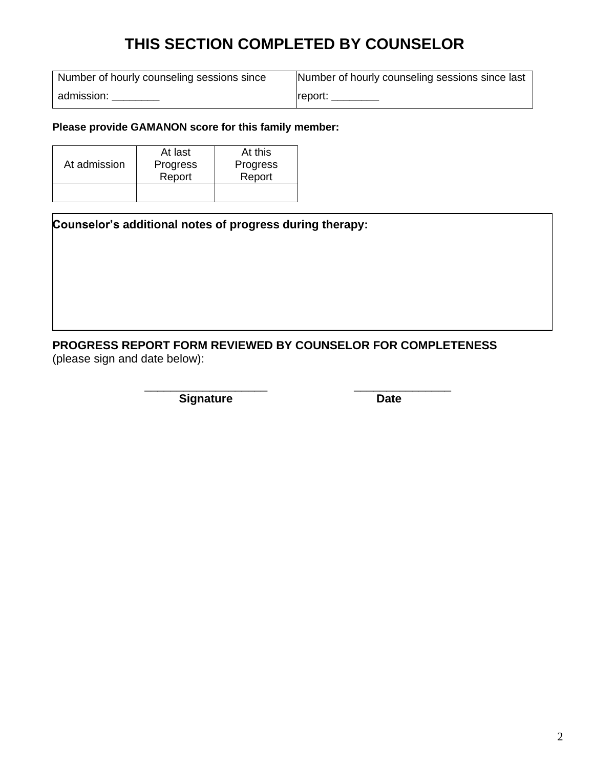# THIS SECTION COMPLETED BY COUNSELOR

| | |
|---|---|
| Number of hourly counseling sessions since admission: ________ | Number of hourly counseling sessions since last report: ________ |

**Please provide GAMANON score for this family member:**

| At admission | At last Progress Report | At this Progress Report |
|---|---|---|
| | | |

| |
|---|
| **Counselor's additional notes of progress during therapy:** |

**PROGRESS REPORT FORM REVIEWED BY COUNSELOR FOR COMPLETENESS** (please sign and date below):

___________________ _______________

**Signature** **Date**